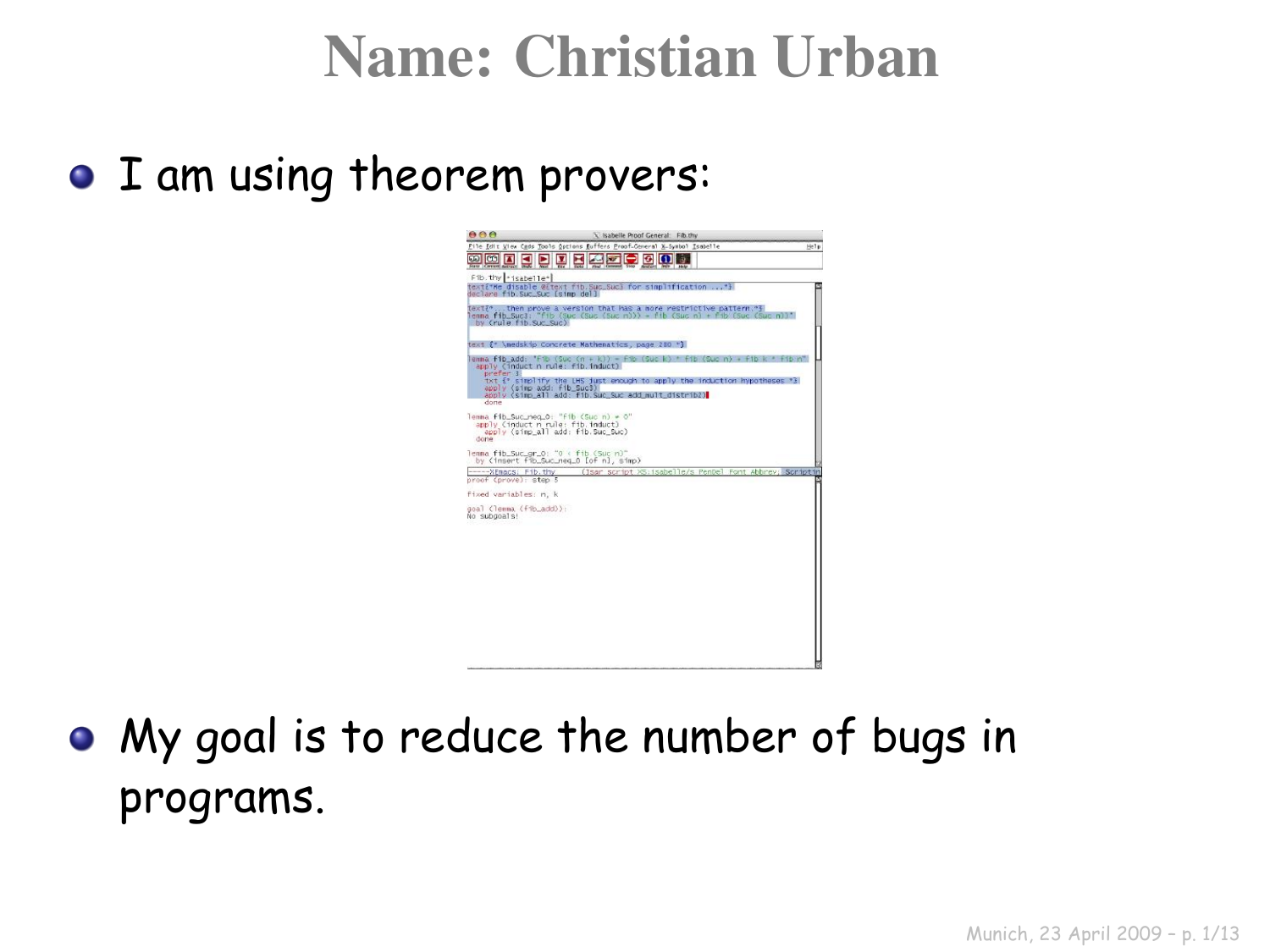# Name: Christian Urban

- I am using theorem provers:

- My goal is to reduce the number of bugs in programs.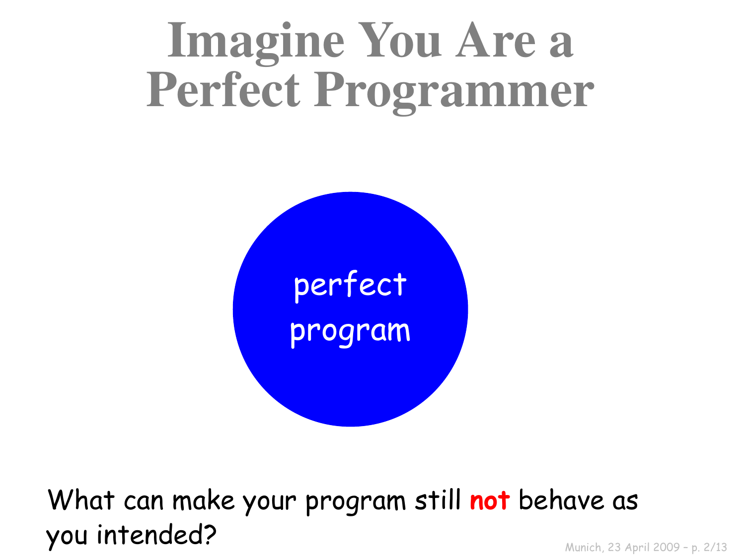# Imagine You Are a Perfect Programmer

perfect program

What can make your program still **not** behave as you intended?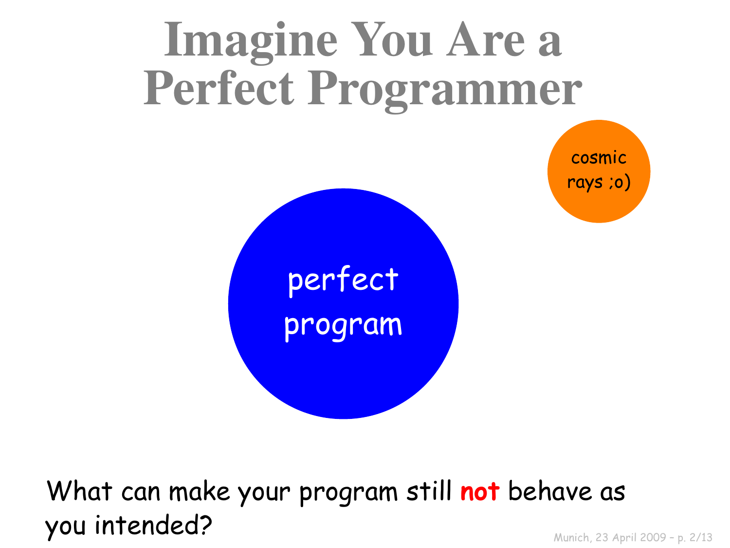# Imagine You Are a Perfect Programmer

cosmic rays ;o)

perfect program

What can make your program still **not** behave as you intended?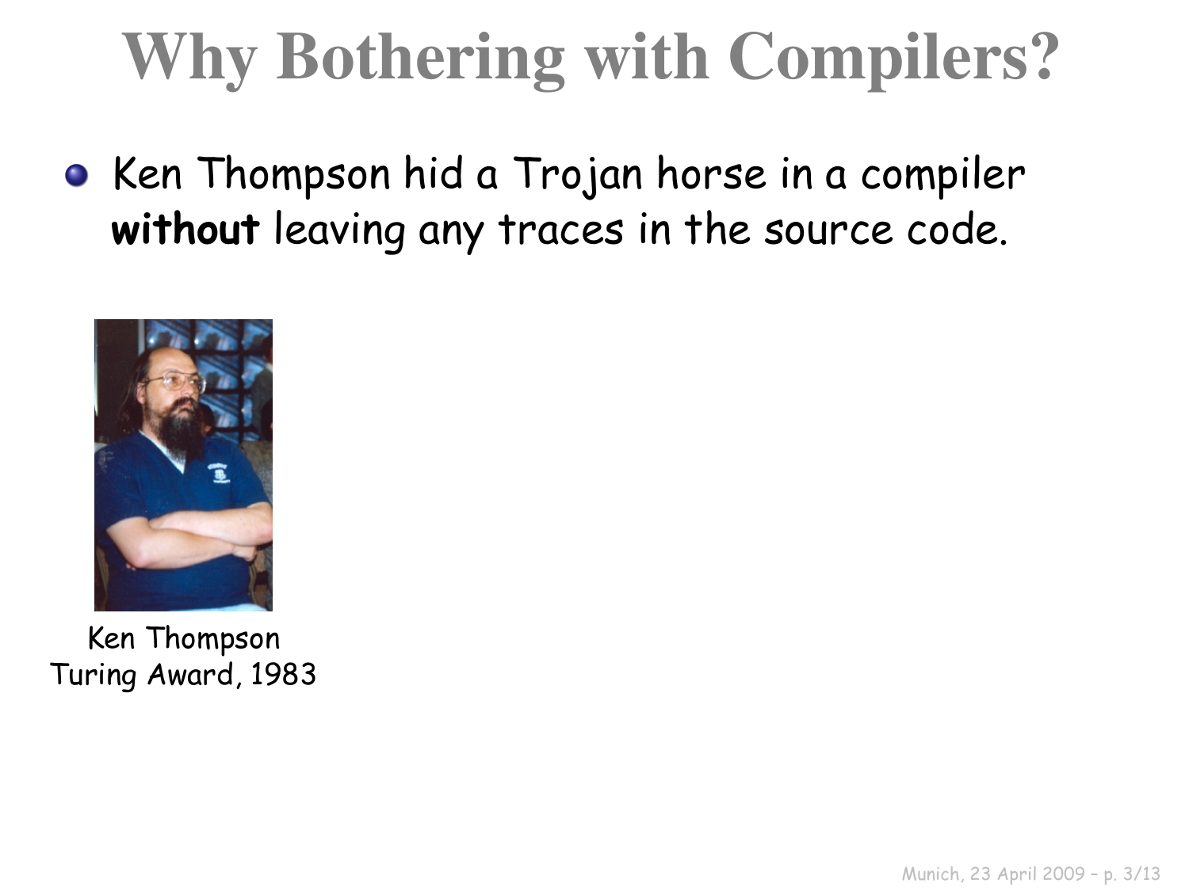# Why Bothering with Compilers?

- Ken Thompson hid a Trojan horse in a compiler **without** leaving any traces in the source code.

Ken Thompson
Turing Award, 1983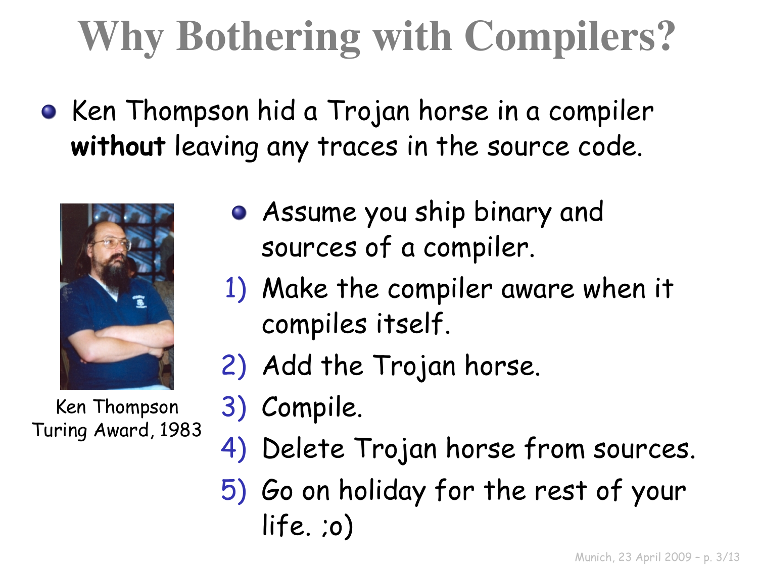# Why Bothering with Compilers?

- Ken Thompson hid a Trojan horse in a compiler **without** leaving any traces in the source code.

Ken Thompson
Turing Award, 1983

- Assume you ship binary and sources of a compiler.

1) Make the compiler aware when it compiles itself.
2) Add the Trojan horse.
3) Compile.
4) Delete Trojan horse from sources.
5) Go on holiday for the rest of your life. ;o)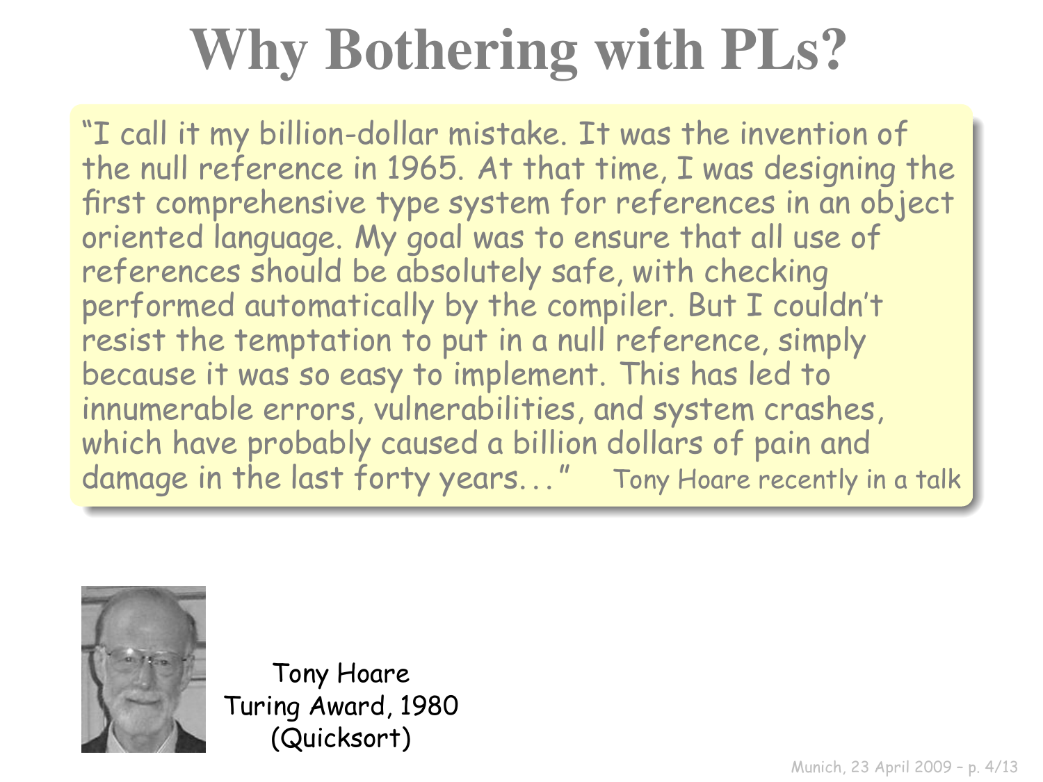# Why Bothering with PLs?

> "I call it my billion-dollar mistake. It was the invention of the null reference in 1965. At that time, I was designing the first comprehensive type system for references in an object oriented language. My goal was to ensure that all use of references should be absolutely safe, with checking performed automatically by the compiler. But I couldn't resist the temptation to put in a null reference, simply because it was so easy to implement. This has led to innumerable errors, vulnerabilities, and system crashes, which have probably caused a billion dollars of pain and damage in the last forty years..." Tony Hoare recently in a talk

Tony Hoare
Turing Award, 1980
(Quicksort)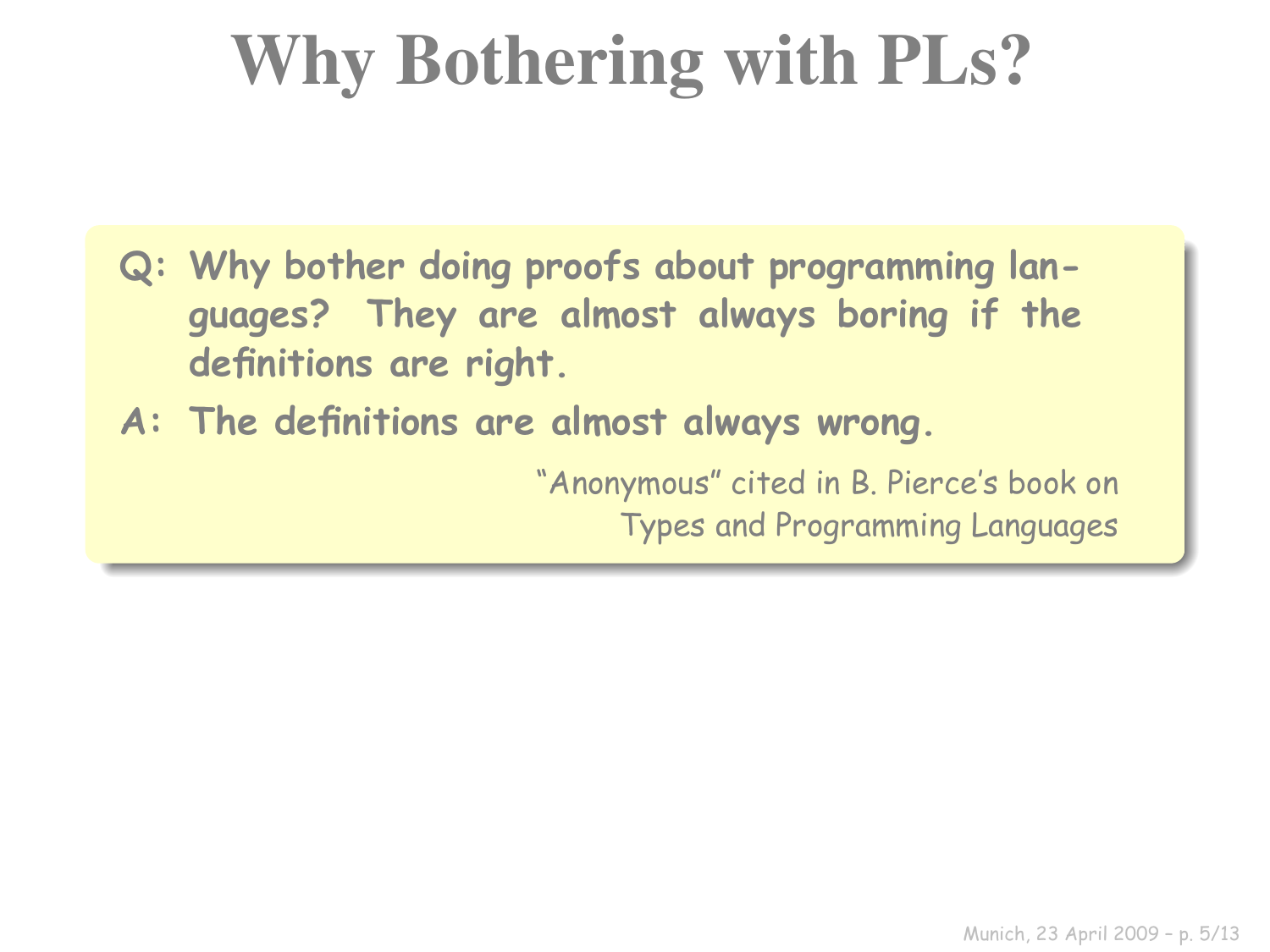# Why Bothering with PLs?

**Q: Why bother doing proofs about programming languages? They are almost always boring if the definitions are right.**

**A: The definitions are almost always wrong.**

"Anonymous" cited in B. Pierce's book on Types and Programming Languages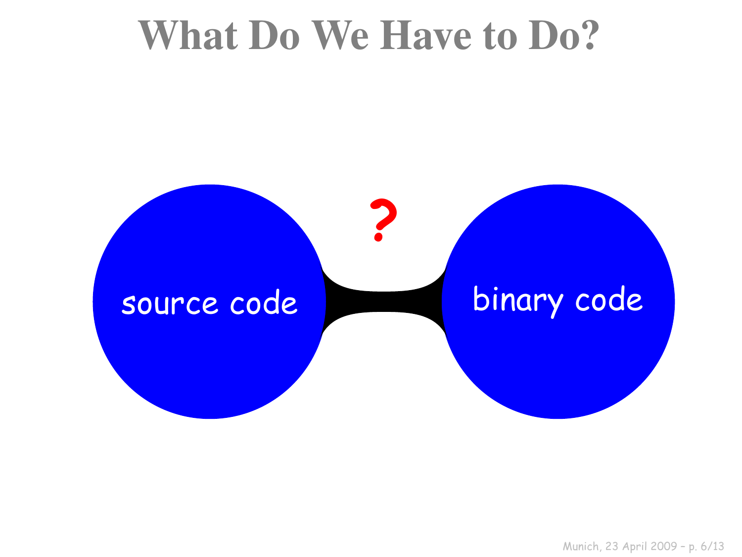# What Do We Have to Do?

source code

?

binary code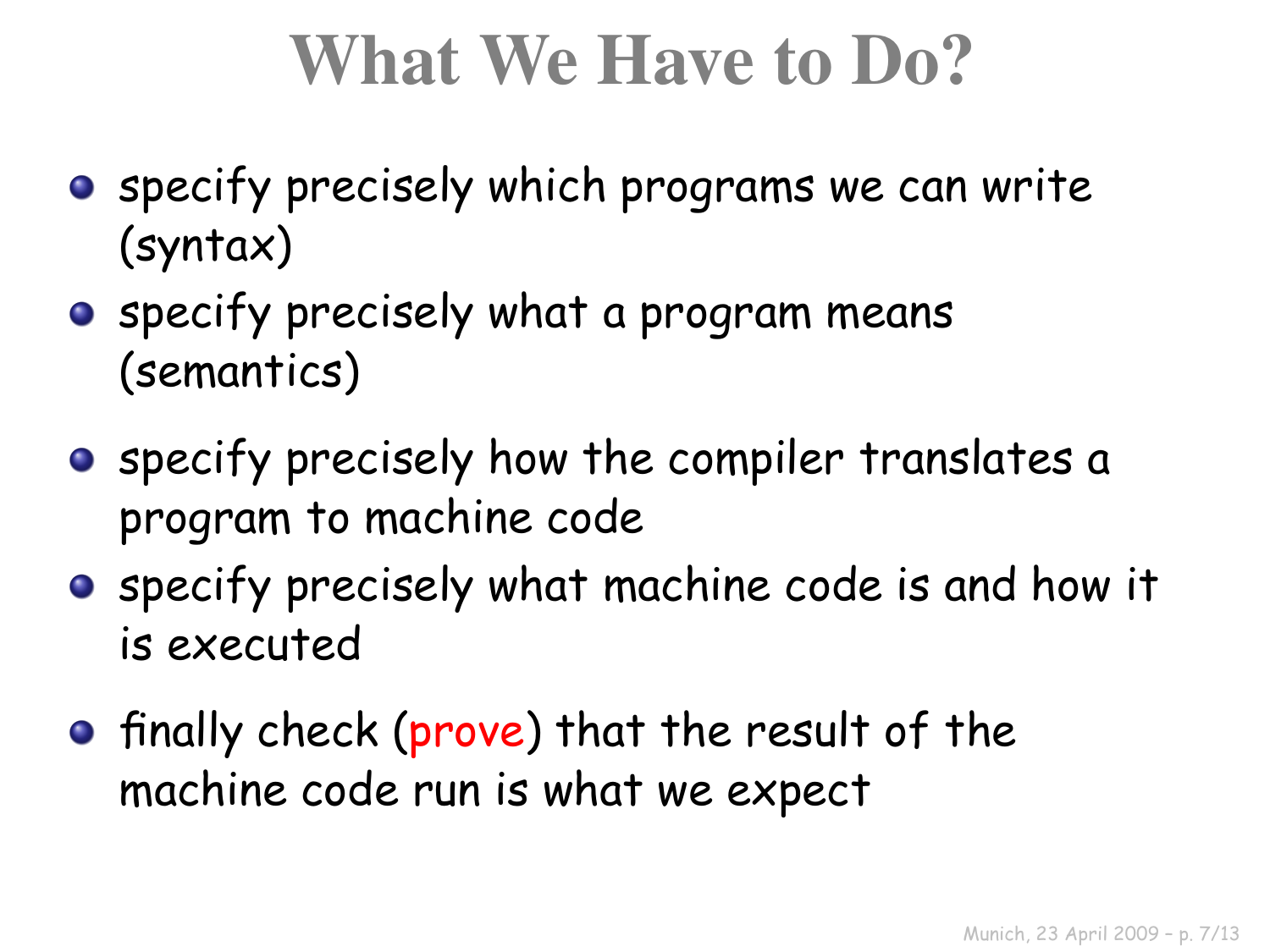# What We Have to Do?

- specify precisely which programs we can write (syntax)
- specify precisely what a program means (semantics)

- specify precisely how the compiler translates a program to machine code
- specify precisely what machine code is and how it is executed

- finally check (prove) that the result of the machine code run is what we expect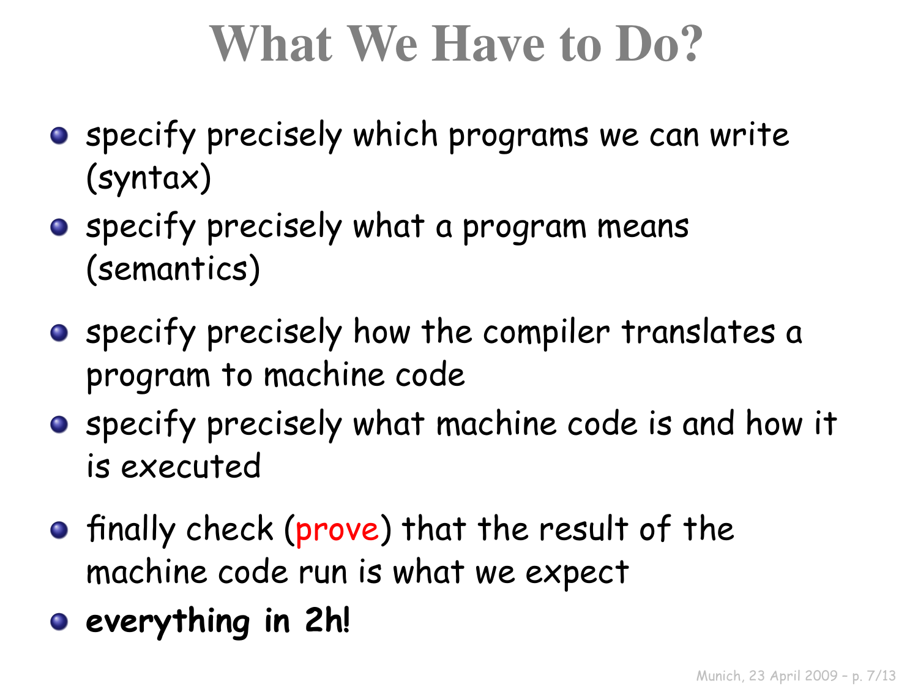# What We Have to Do?

- specify precisely which programs we can write (syntax)
- specify precisely what a program means (semantics)
- specify precisely how the compiler translates a program to machine code
- specify precisely what machine code is and how it is executed
- finally check (prove) that the result of the machine code run is what we expect
- **everything in 2h!**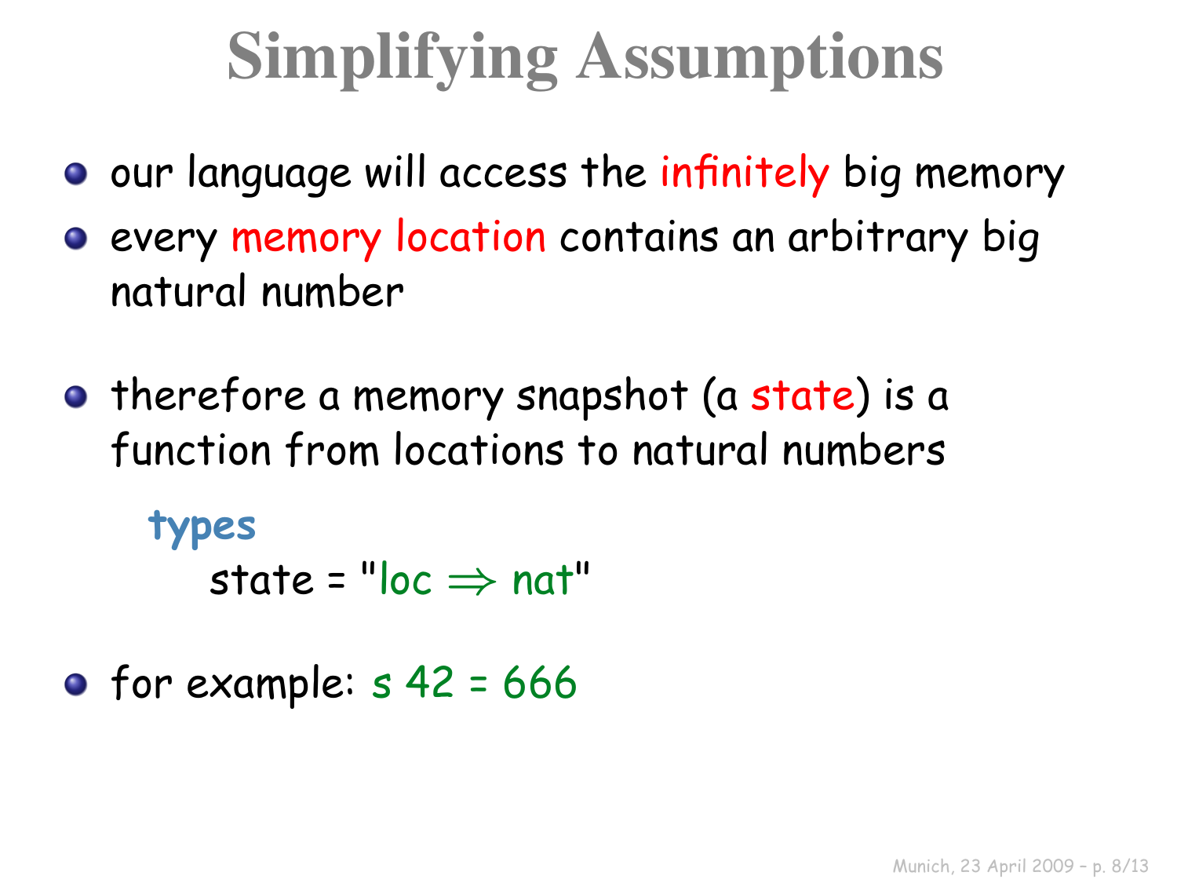# Simplifying Assumptions

- our language will access the infinitely big memory
- every memory location contains an arbitrary big natural number
- therefore a memory snapshot (a state) is a function from locations to natural numbers

```
types
    state = "loc ⇒ nat"
```

- for example: s 42 = 666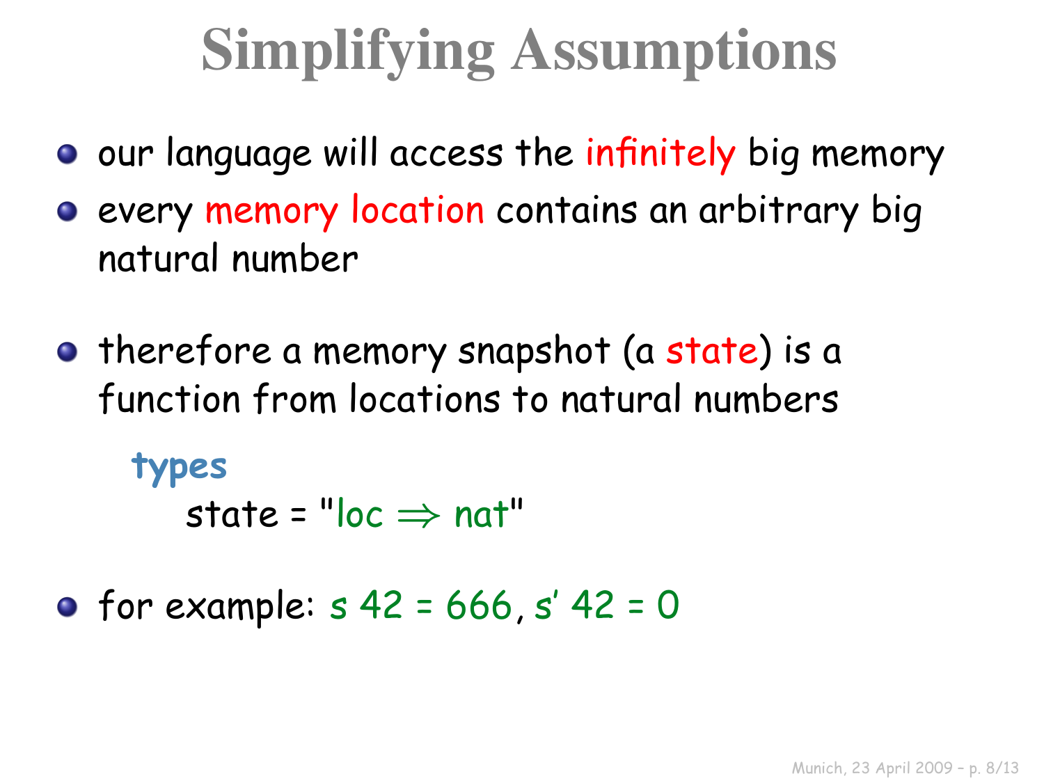# Simplifying Assumptions

- our language will access the infinitely big memory
- every memory location contains an arbitrary big natural number

- therefore a memory snapshot (a state) is a function from locations to natural numbers

```
types
    state = "loc ⇒ nat"
```

- for example: s 42 = 666, s' 42 = 0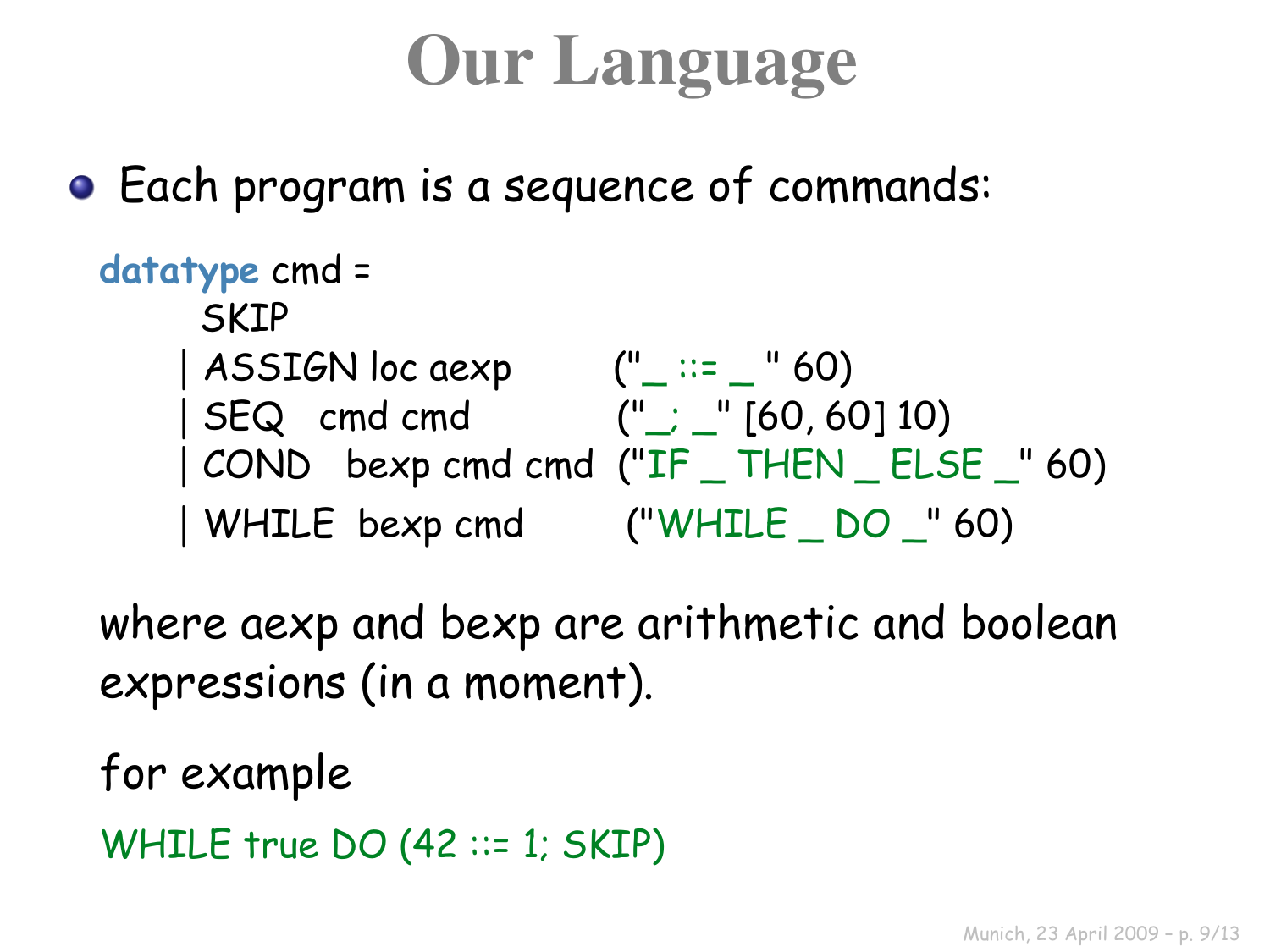# Our Language

- Each program is a sequence of commands:

```
datatype cmd =
      SKIP
    | ASSIGN loc aexp         ("_ ::= _ " 60)
    | SEQ   cmd cmd           ("_; _" [60, 60] 10)
    | COND   bexp cmd cmd  ("IF _ THEN _ ELSE _" 60)
    | WHILE  bexp cmd         ("WHILE _ DO _" 60)
```

where aexp and bexp are arithmetic and boolean expressions (in a moment).

for example

```
WHILE true DO (42 ::= 1; SKIP)
```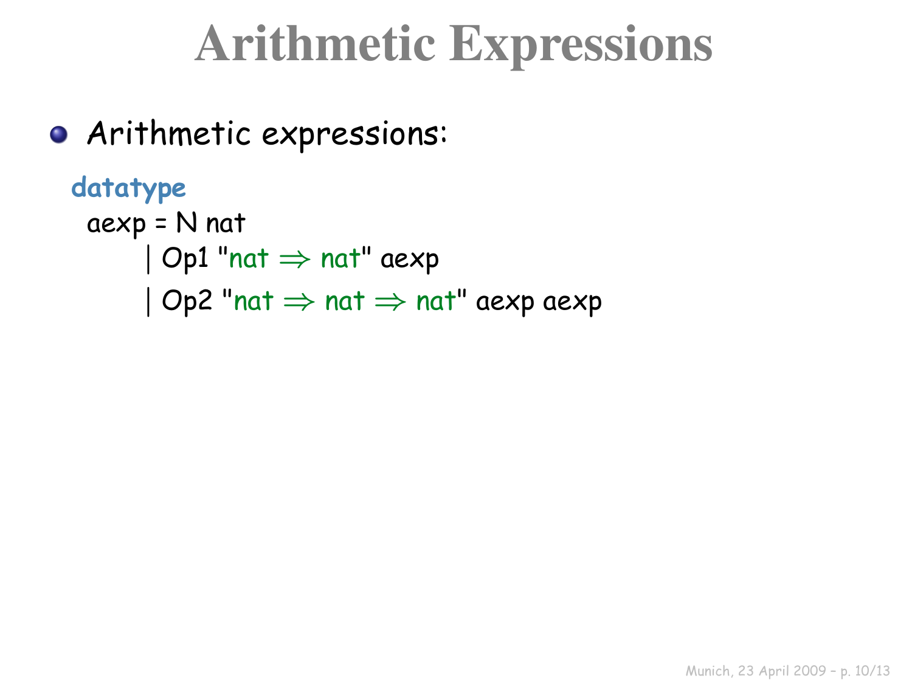# Arithmetic Expressions

- Arithmetic expressions:

```
datatype
  aexp = N nat
       | Op1 "nat ⇒ nat" aexp
       | Op2 "nat ⇒ nat ⇒ nat" aexp aexp
```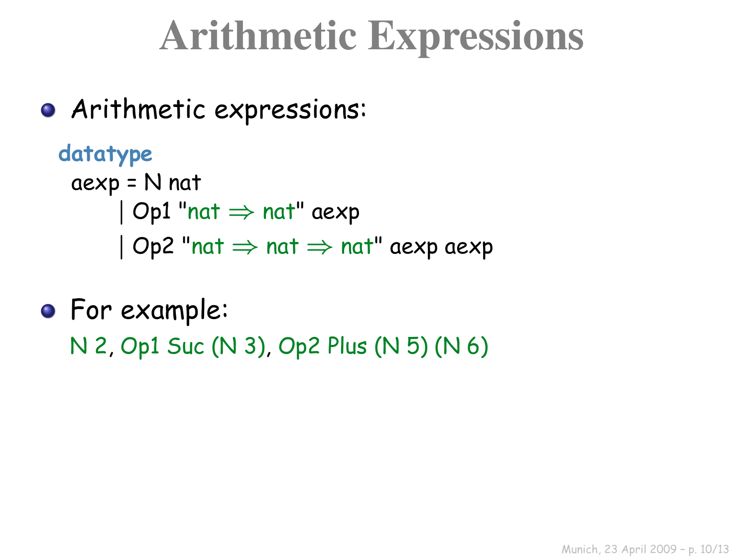# Arithmetic Expressions

- Arithmetic expressions:

```
datatype
  aexp = N nat
       | Op1 "nat ⇒ nat" aexp
       | Op2 "nat ⇒ nat ⇒ nat" aexp aexp
```

- For example:

  N 2, Op1 Suc (N 3), Op2 Plus (N 5) (N 6)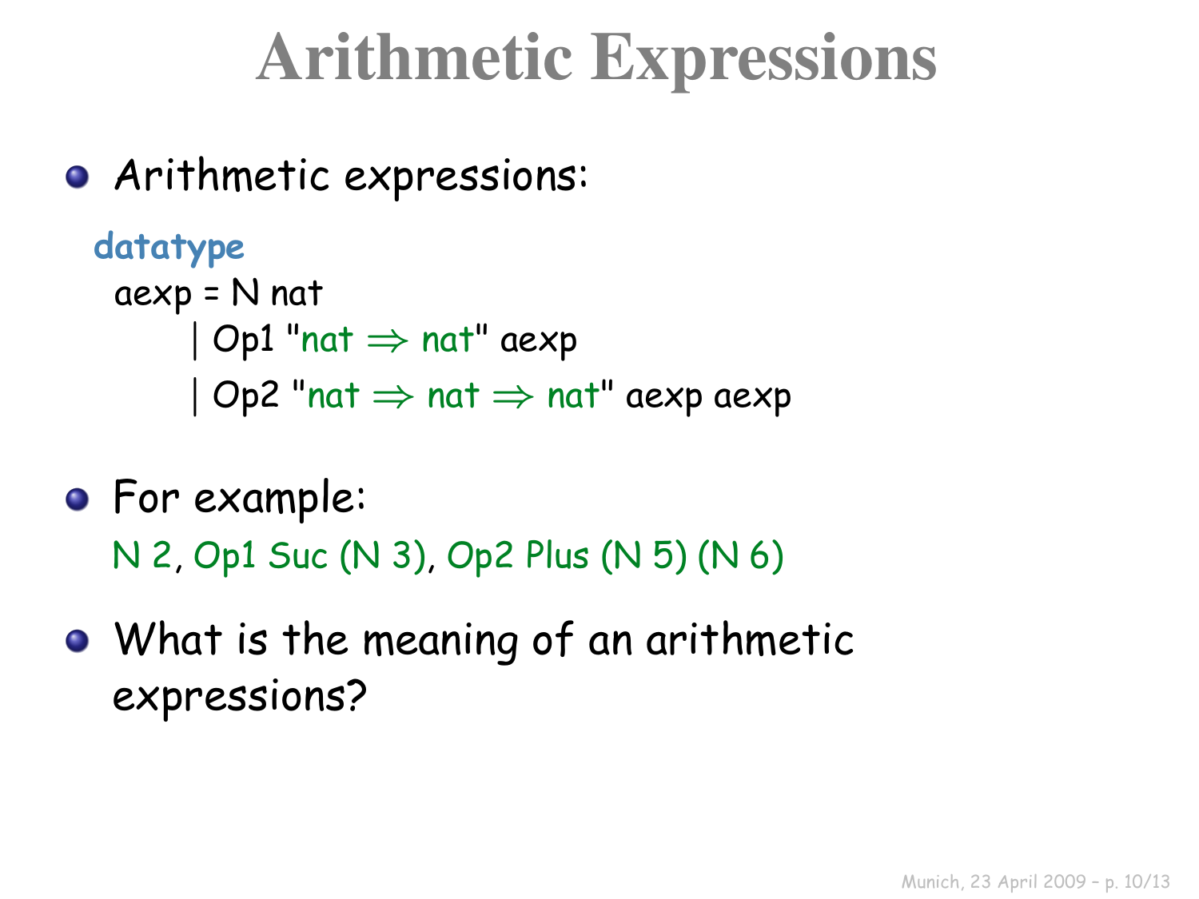# Arithmetic Expressions

- Arithmetic expressions:

```
datatype
  aexp = N nat
       | Op1 "nat ⇒ nat" aexp
       | Op2 "nat ⇒ nat ⇒ nat" aexp aexp
```

- For example:

  N 2, Op1 Suc (N 3), Op2 Plus (N 5) (N 6)

- What is the meaning of an arithmetic expressions?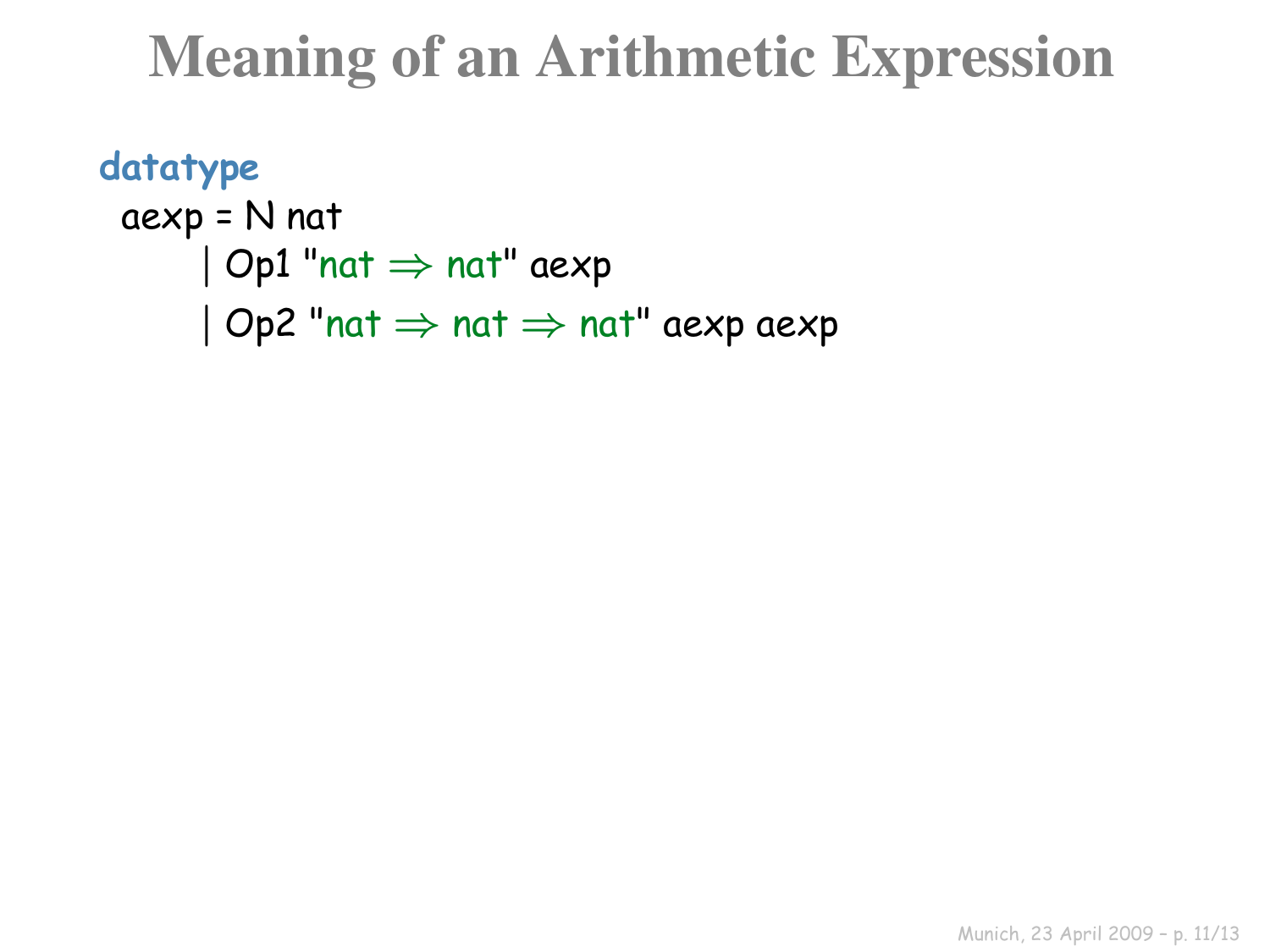# Meaning of an Arithmetic Expression

```
datatype
  aexp = N nat
       | Op1 "nat ⇒ nat" aexp
       | Op2 "nat ⇒ nat ⇒ nat" aexp aexp
```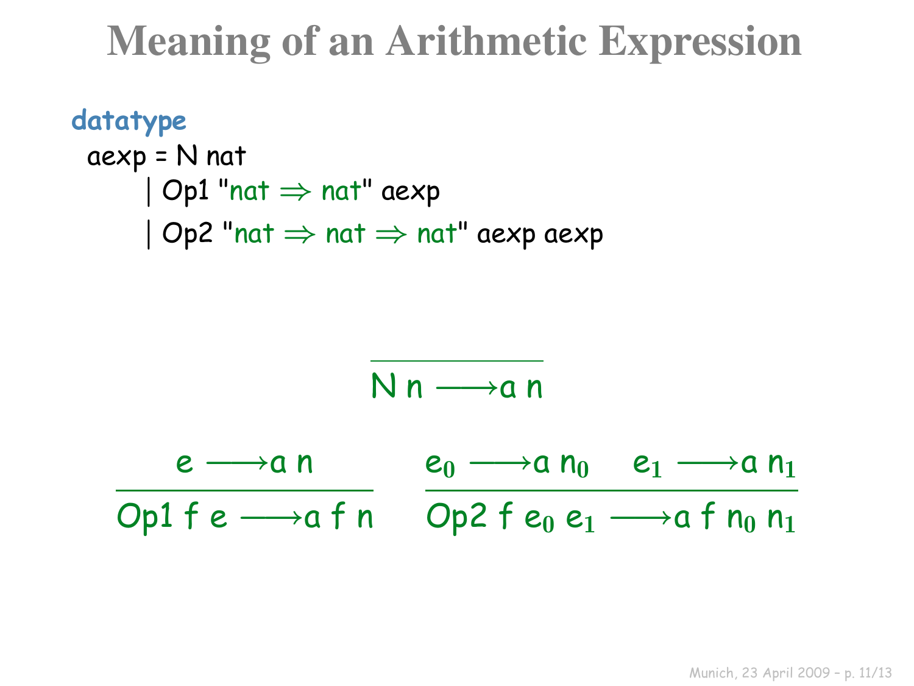# Meaning of an Arithmetic Expression

```
datatype
  aexp = N nat
       | Op1 "nat ⇒ nat" aexp
       | Op2 "nat ⇒ nat ⇒ nat" aexp aexp
```

$$\frac{}{\mathsf{N}\ n \longrightarrow_a n}$$

$$\frac{e \longrightarrow_a n}{\mathsf{Op1}\ f\ e \longrightarrow_a f\ n} \qquad \frac{e_0 \longrightarrow_a n_0 \quad e_1 \longrightarrow_a n_1}{\mathsf{Op2}\ f\ e_0\ e_1 \longrightarrow_a f\ n_0\ n_1}$$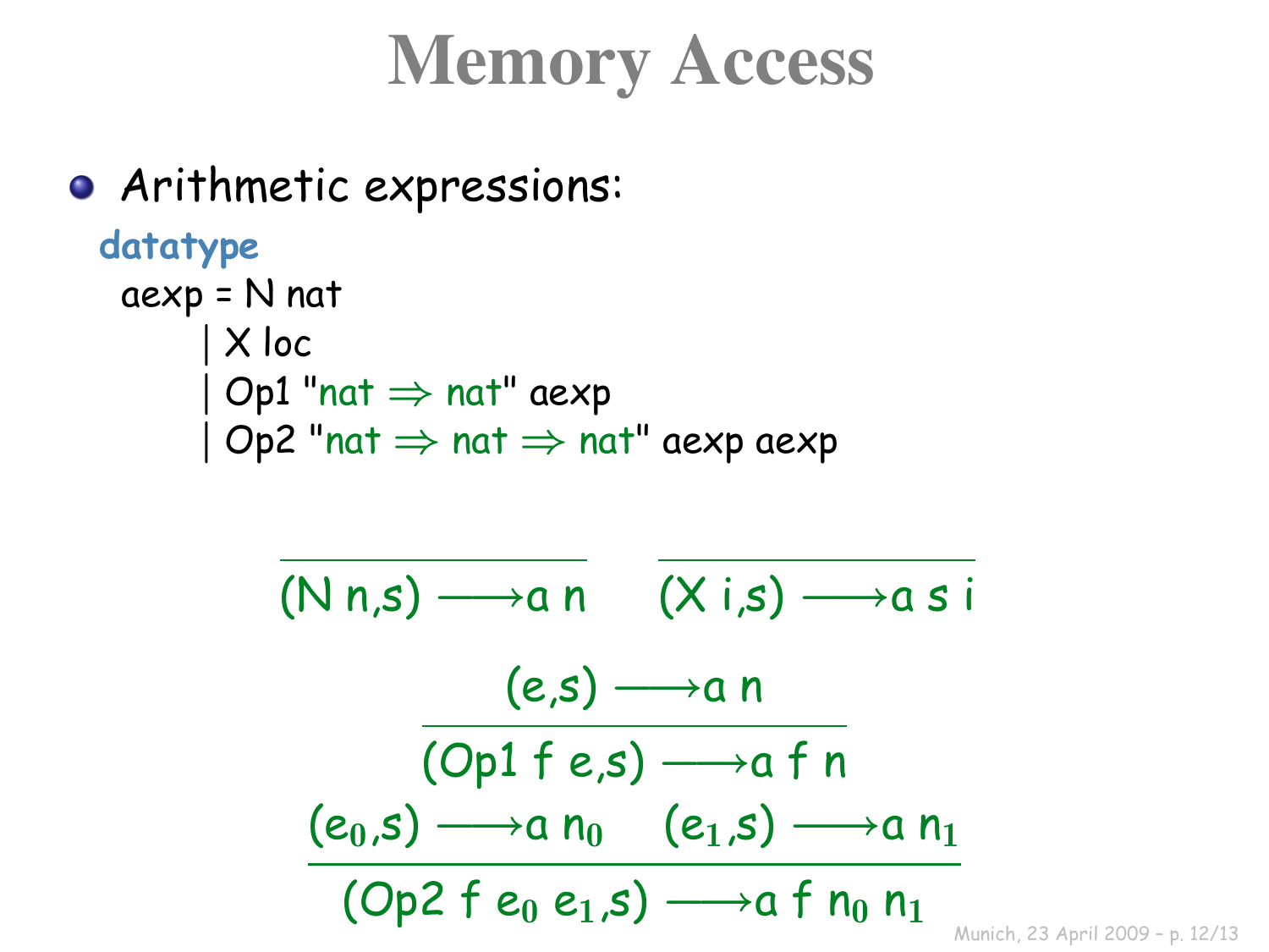# Memory Access

- Arithmetic expressions:

```
datatype
  aexp = N nat
       | X loc
       | Op1 "nat ⇒ nat" aexp
       | Op2 "nat ⇒ nat ⇒ nat" aexp aexp
```

$$\frac{}{(N\ n, s) \longrightarrow_a n} \qquad \frac{}{(X\ i, s) \longrightarrow_a s\ i}$$

$$\frac{(e, s) \longrightarrow_a n}{(Op1\ f\ e, s) \longrightarrow_a f\ n}$$

$$\frac{(e_0, s) \longrightarrow_a n_0 \qquad (e_1, s) \longrightarrow_a n_1}{(Op2\ f\ e_0\ e_1, s) \longrightarrow_a f\ n_0\ n_1}$$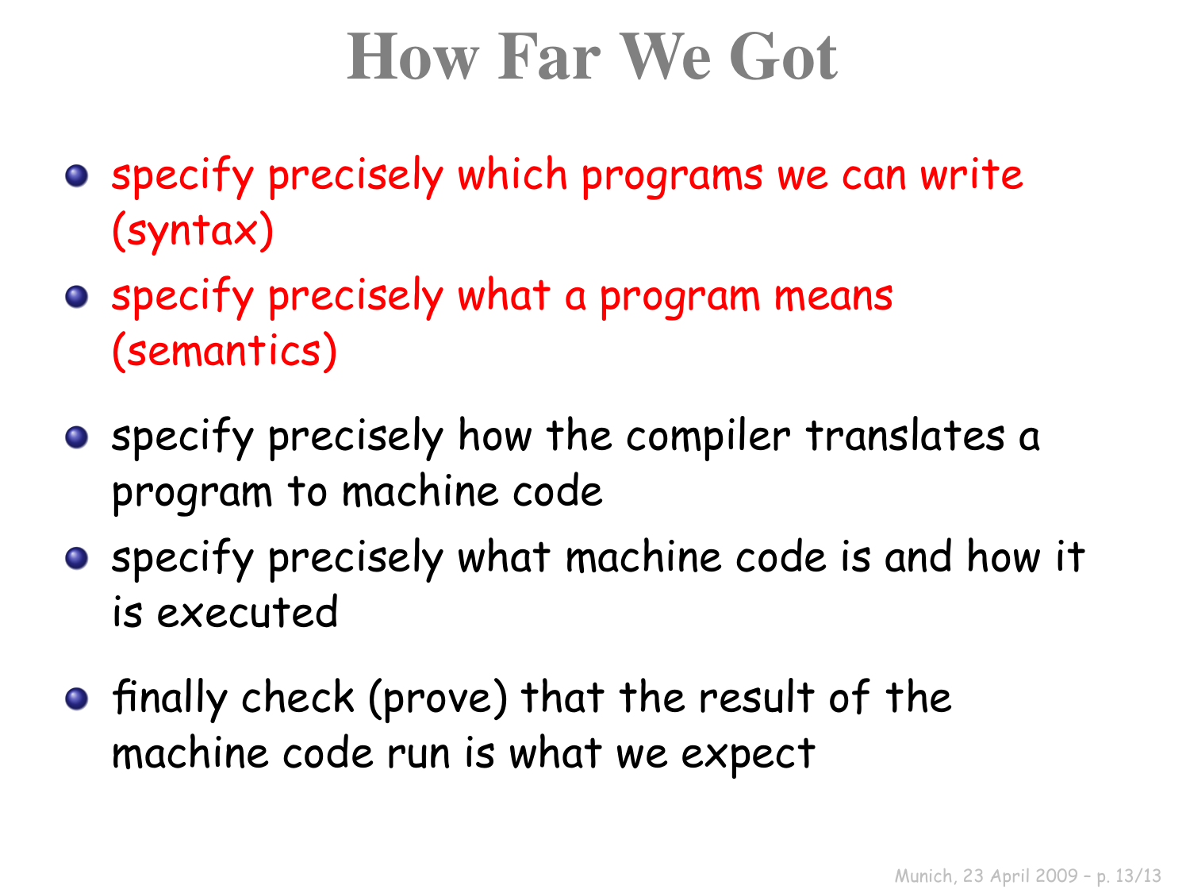# How Far We Got

- specify precisely which programs we can write (syntax)
- specify precisely what a program means (semantics)

- specify precisely how the compiler translates a program to machine code
- specify precisely what machine code is and how it is executed

- finally check (prove) that the result of the machine code run is what we expect